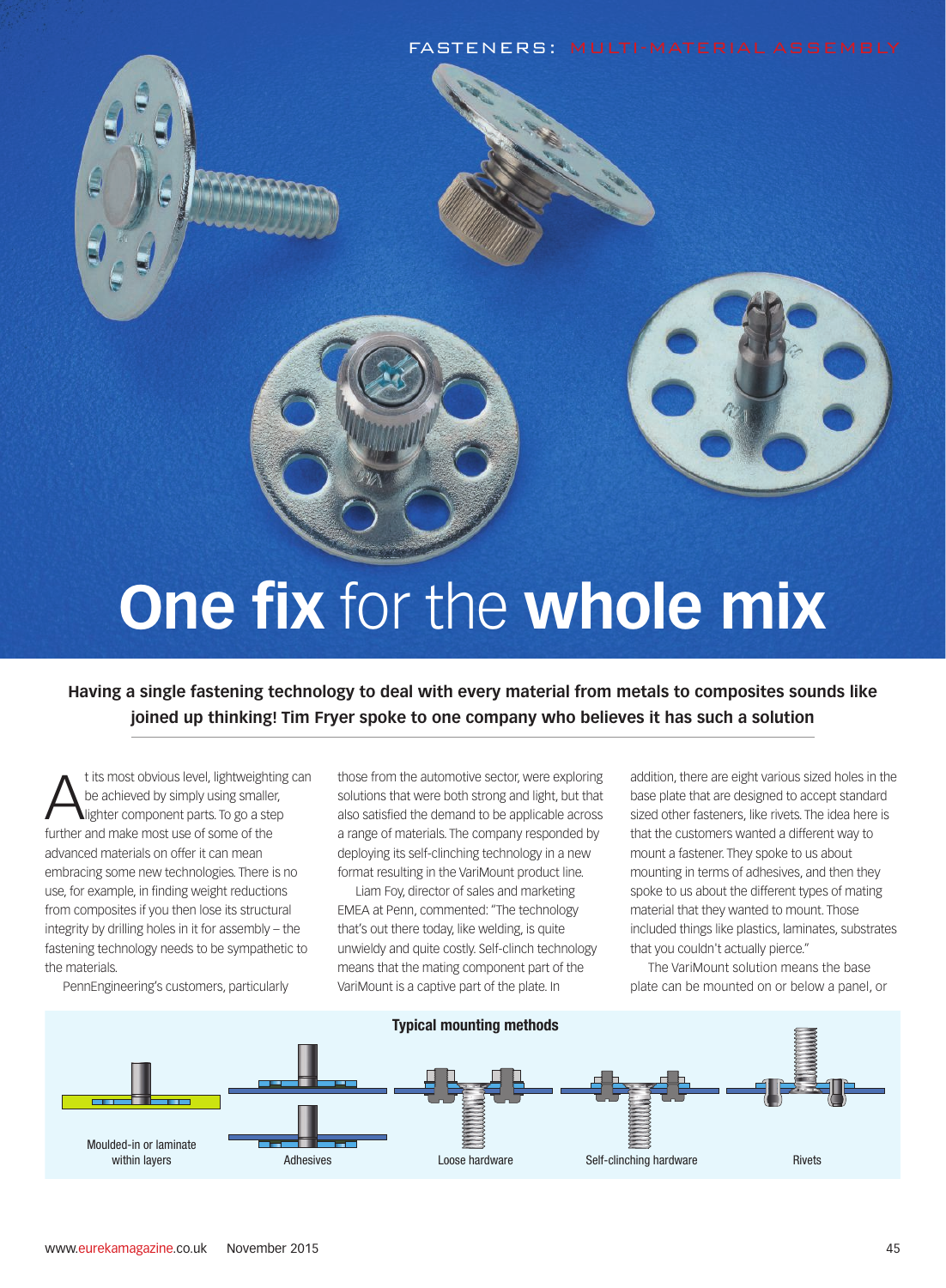# One fix for the whole mix

**Having a single fastening technology to deal with every material from metals to composites sounds like joined up thinking! Tim Fryer spoke to one company who believes it has such a solution**

At its most obvious level, lightweighting can be achieved by simply using smaller, lighter component parts. To go a step further and make most use of some of the advanced materials on offer it can mean embracing some new technologies. There is no use, for example, in finding weight reductions from composites if you then lose its structural integrity by drilling holes in it for assembly – the fastening technology needs to be sympathetic to the materials.

PennEngineering's customers, particularly those from the automotive sector, were exploring solutions that were both strong and light, but that also satisfied the demand to be applicable across a range of materials. The company responded by deploying its self-clinching technology in a new format resulting in the VariMount product line.

Liam Foy, director of sales and marketing EMEA at Penn, commented: "The technology that's out there today, like welding, is quite unwieldy and quite costly. Self-clinch technology means that the mating component part of the VariMount is a captive part of the plate. In addition, there are eight various sized holes in the base plate that are designed to accept standard sized other fasteners, like rivets. The idea here is that the customers wanted a different way to mount a fastener. They spoke to us about mounting in terms of adhesives, and then they spoke to us about the different types of mating material that they wanted to mount. Those included things like plastics, laminates, substrates that you couldn't actually pierce."

The VariMount solution means the base plate can be mounted on or below a panel, or

**Typical mounting methods**

Moulded-in or laminate within layers — Adhesives — Loose hardware — Self-clinching hardware — Rivets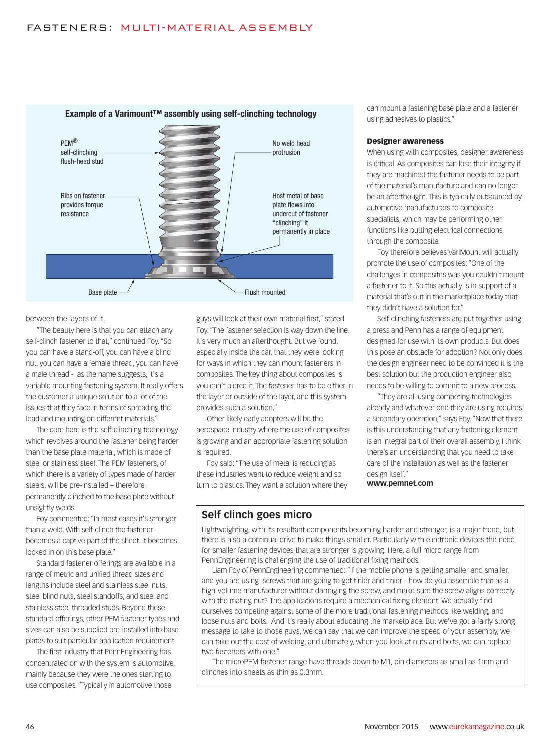**Example of a Varimount™ assembly using self-clinching technology**

PEM® self-clinching flush-head stud

Ribs on fastener provides torque resistance

No weld head protrusion

Host metal of base plate flows into undercut of fastener "clinching" it permanently in place

Base plate

Flush mounted

between the layers of it.

"The beauty here is that you can attach any self-clinch fastener to that," continued Foy. "So you can have a stand-off, you can have a blind nut, you can have a female thread, you can have a male thread - as the name suggests, it's a variable mounting fastening system. It really offers the customer a unique solution to a lot of the issues that they face in terms of spreading the load and mounting on different materials."

The core here is the self-clinching technology which revolves around the fastener being harder than the base plate material, which is made of steel or stainless steel. The PEM fasteners, of which there is a variety of types made of harder steels, will be pre-installed – therefore permanently clinched to the base plate without unsightly welds.

Foy commented: "In most cases it's stronger than a weld. With self-clinch the fastener becomes a captive part of the sheet. It becomes locked in on this base plate."

Standard fastener offerings are available in a range of metric and unified thread sizes and lengths include steel and stainless steel nuts, steel blind nuts, steel standoffs, and steel and stainless steel threaded studs. Beyond these standard offerings, other PEM fastener types and sizes can also be supplied pre-installed into base plates to suit particular application requirement.

The first industry that PennEngineering has concentrated on with the system is automotive, mainly because they were the ones starting to use composites. "Typically in automotive those guys will look at their own material first," stated Foy. "The fastener selection is way down the line. It's very much an afterthought. But we found, especially inside the car, that they were looking for ways in which they can mount fasteners in composites. The key thing about composites is you can't pierce it. The fastener has to be either in the layer or outside of the layer, and this system provides such a solution."

Other likely early adopters will be the aerospace industry where the use of composites is growing and an appropriate fastening solution is required.

Foy said: "The use of metal is reducing as these industries want to reduce weight and so turn to plastics. They want a solution where they can mount a fastening base plate and a fastener using adhesives to plastics."

### Designer awareness

When using with composites, designer awareness is critical. As composites can lose their integrity if they are machined the fastener needs to be part of the material's manufacture and can no longer be an afterthought. This is typically outsourced by automotive manufacturers to composite specialists, which may be performing other functions like putting electrical connections through the composite.

Foy therefore believes VariMount will actually promote the use of composites: "One of the challenges in composites was you couldn't mount a fastener to it. So this actually is in support of a material that's out in the marketplace today that they didn't have a solution for."

Self-clinching fasteners are put together using a press and Penn has a range of equipment designed for use with its own products. But does this pose an obstacle for adoption? Not only does the design engineer need to be convinced it is the best solution but the production engineer also needs to be willing to commit to a new process.

"They are all using competing technologies already and whatever one they are using requires a secondary operation," says Foy. "Now that there is this understanding that any fastening element is an integral part of their overall assembly, I think there's an understanding that you need to take care of the installation as well as the fastener design itself."

**www.pemnet.com**

## Self clinch goes micro

Lightweighting, with its resultant components becoming harder and stronger, is a major trend, but there is also a continual drive to make things smaller. Particularly with electronic devices the need for smaller fastening devices that are stronger is growing. Here, a full micro range from PennEngineering is challenging the use of traditional fixing methods.

Liam Foy of PennEngineering commented: "If the mobile phone is getting smaller and smaller, and you are using screws that are going to get tinier and tinier - how do you assemble that as a high-volume manufacturer without damaging the screw, and make sure the screw aligns correctly with the mating nut? The applications require a mechanical fixing element. We actually find ourselves competing against some of the more traditional fastening methods like welding, and loose nuts and bolts. And it's really about educating the marketplace. But we've got a fairly strong message to take to those guys, we can say that we can improve the speed of your assembly, we can take out the cost of welding, and ultimately, when you look at nuts and bolts, we can replace two fasteners with one."

The microPEM fastener range have threads down to M1, pin diameters as small as 1mm and clinches into sheets as thin as 0.3mm.